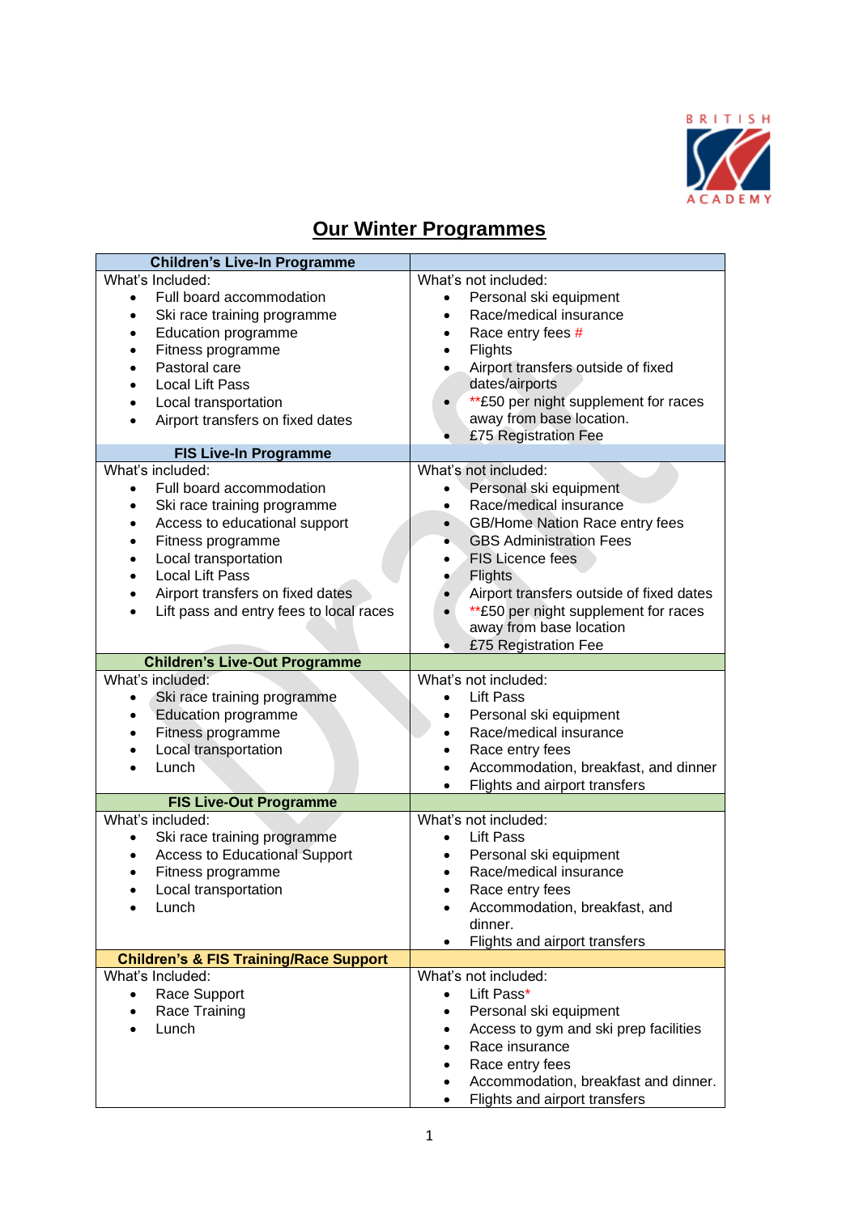# Our Winter Programmes

| Children's Live-In Programme | |
|---|---|
| What's Included:<br>• Full board accommodation<br>• Ski race training programme<br>• Education programme<br>• Fitness programme<br>• Pastoral care<br>• Local Lift Pass<br>• Local transportation<br>• Airport transfers on fixed dates | What's not included:<br>• Personal ski equipment<br>• Race/medical insurance<br>• Race entry fees #<br>• Flights<br>• Airport transfers outside of fixed dates/airports<br>• **£50 per night supplement for races away from base location.<br>• £75 Registration Fee |
| **FIS Live-In Programme** | |
| What's included:<br>• Full board accommodation<br>• Ski race training programme<br>• Access to educational support<br>• Fitness programme<br>• Local transportation<br>• Local Lift Pass<br>• Airport transfers on fixed dates<br>• Lift pass and entry fees to local races | What's not included:<br>• Personal ski equipment<br>• Race/medical insurance<br>• GB/Home Nation Race entry fees<br>• GBS Administration Fees<br>• FIS Licence fees<br>• Flights<br>• Airport transfers outside of fixed dates<br>• **£50 per night supplement for races away from base location<br>• £75 Registration Fee |
| **Children's Live-Out Programme** | |
| What's included:<br>• Ski race training programme<br>• Education programme<br>• Fitness programme<br>• Local transportation<br>• Lunch | What's not included:<br>• Lift Pass<br>• Personal ski equipment<br>• Race/medical insurance<br>• Race entry fees<br>• Accommodation, breakfast, and dinner<br>• Flights and airport transfers |
| **FIS Live-Out Programme** | |
| What's included:<br>• Ski race training programme<br>• Access to Educational Support<br>• Fitness programme<br>• Local transportation<br>• Lunch | What's not included:<br>• Lift Pass<br>• Personal ski equipment<br>• Race/medical insurance<br>• Race entry fees<br>• Accommodation, breakfast, and dinner.<br>• Flights and airport transfers |
| **Children's & FIS Training/Race Support** | |
| What's Included:<br>• Race Support<br>• Race Training<br>• Lunch | What's not included:<br>• Lift Pass*<br>• Personal ski equipment<br>• Access to gym and ski prep facilities<br>• Race insurance<br>• Race entry fees<br>• Accommodation, breakfast and dinner.<br>• Flights and airport transfers |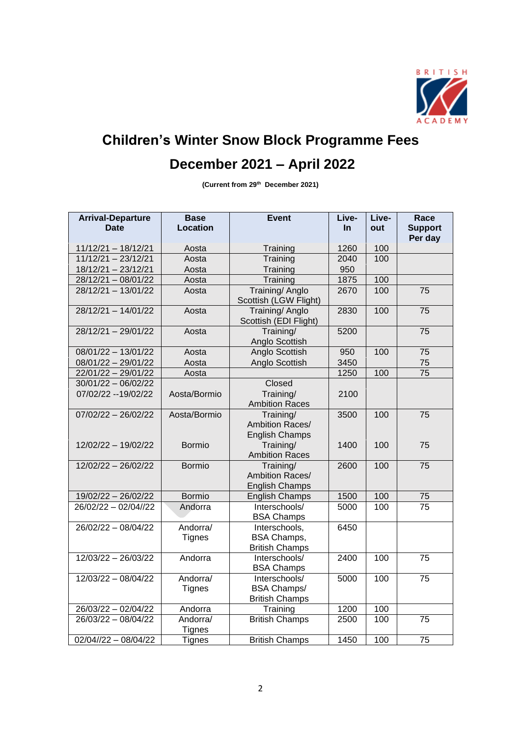# Children's Winter Snow Block Programme Fees

## December 2021 – April 2022

**(Current from 29th December 2021)**

| Arrival-Departure Date | Base Location | Event | Live-In | Live-out | Race Support Per day |
|---|---|---|---|---|---|
| 11/12/21 – 18/12/21 | Aosta | Training | 1260 | 100 | |
| 11/12/21 – 23/12/21 | Aosta | Training | 2040 | 100 | |
| 18/12/21 – 23/12/21 | Aosta | Training | 950 | | |
| 28/12/21 – 08/01/22 | Aosta | Training | 1875 | 100 | |
| 28/12/21 – 13/01/22 | Aosta | Training/ Anglo Scottish (LGW Flight) | 2670 | 100 | 75 |
| 28/12/21 – 14/01/22 | Aosta | Training/ Anglo Scottish (EDI Flight) | 2830 | 100 | 75 |
| 28/12/21 – 29/01/22 | Aosta | Training/ Anglo Scottish | 5200 | | 75 |
| 08/01/22 – 13/01/22 | Aosta | Anglo Scottish | 950 | 100 | 75 |
| 08/01/22 – 29/01/22 | Aosta | Anglo Scottish | 3450 | | 75 |
| 22/01/22 – 29/01/22 | Aosta | | 1250 | 100 | 75 |
| 30/01/22 – 06/02/22 | | Closed | | | |
| 07/02/22 --19/02/22 | Aosta/Bormio | Training/ Ambition Races | 2100 | | |
| 07/02/22 – 26/02/22 | Aosta/Bormio | Training/ Ambition Races/ English Champs | 3500 | 100 | 75 |
| 12/02/22 – 19/02/22 | Bormio | Training/ Ambition Races | 1400 | 100 | 75 |
| 12/02/22 – 26/02/22 | Bormio | Training/ Ambition Races/ English Champs | 2600 | 100 | 75 |
| 19/02/22 – 26/02/22 | Bormio | English Champs | 1500 | 100 | 75 |
| 26/02/22 – 02/04//22 | Andorra | Interschools/ BSA Champs | 5000 | 100 | 75 |
| 26/02/22 – 08/04/22 | Andorra/ Tignes | Interschools, BSA Champs, British Champs | 6450 | | |
| 12/03/22 – 26/03/22 | Andorra | Interschools/ BSA Champs | 2400 | 100 | 75 |
| 12/03/22 – 08/04/22 | Andorra/ Tignes | Interschools/ BSA Champs/ British Champs | 5000 | 100 | 75 |
| 26/03/22 – 02/04/22 | Andorra | Training | 1200 | 100 | |
| 26/03/22 – 08/04/22 | Andorra/ Tignes | British Champs | 2500 | 100 | 75 |
| 02/04//22 – 08/04/22 | Tignes | British Champs | 1450 | 100 | 75 |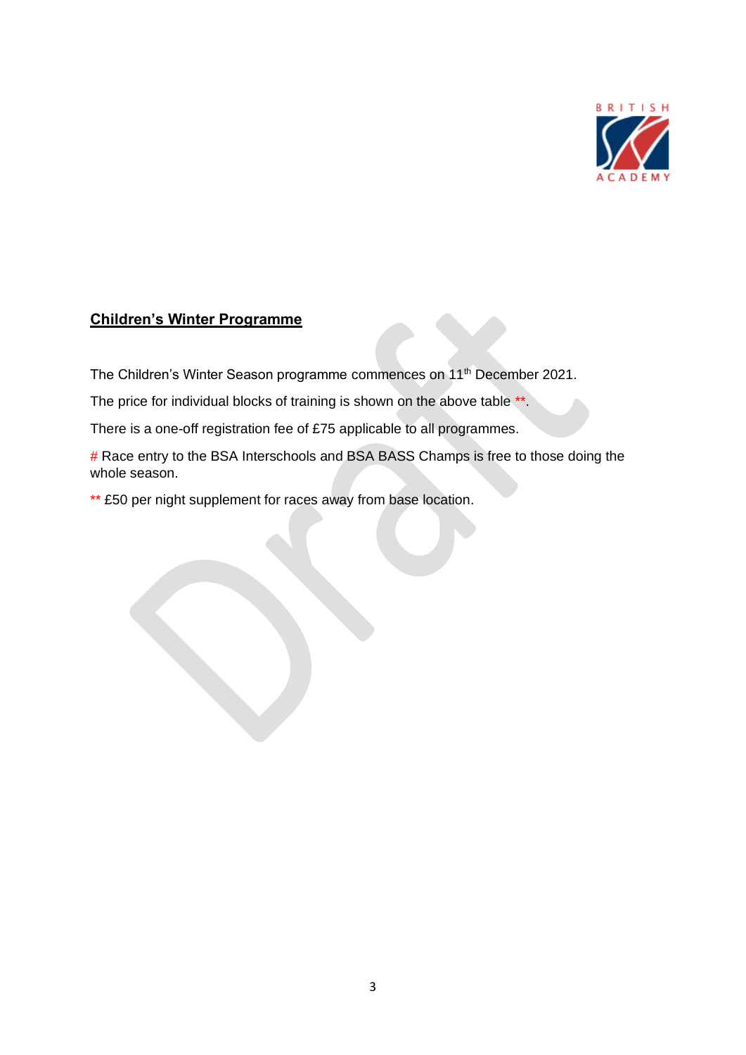## Children's Winter Programme

The Children's Winter Season programme commences on 11th December 2021.

The price for individual blocks of training is shown on the above table **.

There is a one-off registration fee of £75 applicable to all programmes.

# Race entry to the BSA Interschools and BSA BASS Champs is free to those doing the whole season.

** £50 per night supplement for races away from base location.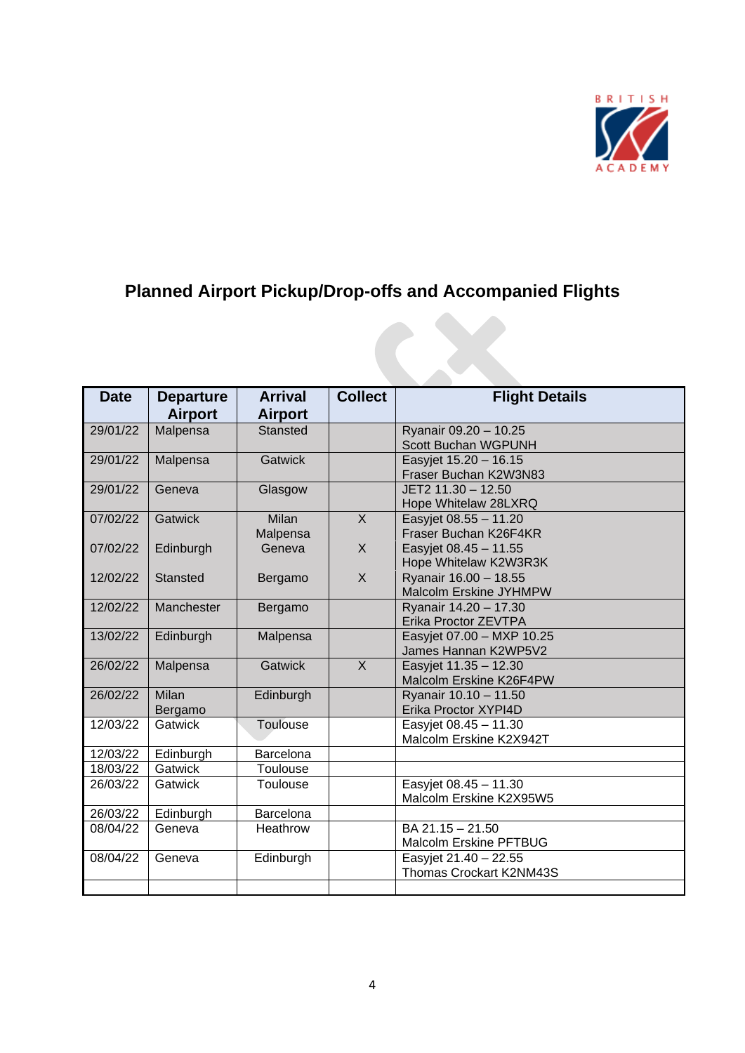## Planned Airport Pickup/Drop-offs and Accompanied Flights

| Date | Departure Airport | Arrival Airport | Collect | Flight Details |
|---|---|---|---|---|
| 29/01/22 | Malpensa | Stansted | | Ryanair 09.20 – 10.25 Scott Buchan WGPUNH |
| 29/01/22 | Malpensa | Gatwick | | Easyjet 15.20 – 16.15 Fraser Buchan K2W3N83 |
| 29/01/22 | Geneva | Glasgow | | JET2 11.30 – 12.50 Hope Whitelaw 28LXRQ |
| 07/02/22 | Gatwick | Milan Malpensa | X | Easyjet 08.55 – 11.20 Fraser Buchan K26F4KR |
| 07/02/22 | Edinburgh | Geneva | X | Easyjet 08.45 – 11.55 Hope Whitelaw K2W3R3K |
| 12/02/22 | Stansted | Bergamo | X | Ryanair 16.00 – 18.55 Malcolm Erskine JYHMPW |
| 12/02/22 | Manchester | Bergamo | | Ryanair 14.20 – 17.30 Erika Proctor ZEVTPA |
| 13/02/22 | Edinburgh | Malpensa | | Easyjet 07.00 – MXP 10.25 James Hannan K2WP5V2 |
| 26/02/22 | Malpensa | Gatwick | X | Easyjet 11.35 – 12.30 Malcolm Erskine K26F4PW |
| 26/02/22 | Milan Bergamo | Edinburgh | | Ryanair 10.10 – 11.50 Erika Proctor XYPI4D |
| 12/03/22 | Gatwick | Toulouse | | Easyjet 08.45 – 11.30 Malcolm Erskine K2X942T |
| 12/03/22 | Edinburgh | Barcelona | | |
| 18/03/22 | Gatwick | Toulouse | | |
| 26/03/22 | Gatwick | Toulouse | | Easyjet 08.45 – 11.30 Malcolm Erskine K2X95W5 |
| 26/03/22 | Edinburgh | Barcelona | | |
| 08/04/22 | Geneva | Heathrow | | BA 21.15 – 21.50 Malcolm Erskine PFTBUG |
| 08/04/22 | Geneva | Edinburgh | | Easyjet 21.40 – 22.55 Thomas Crockart K2NM43S |
| | | | | |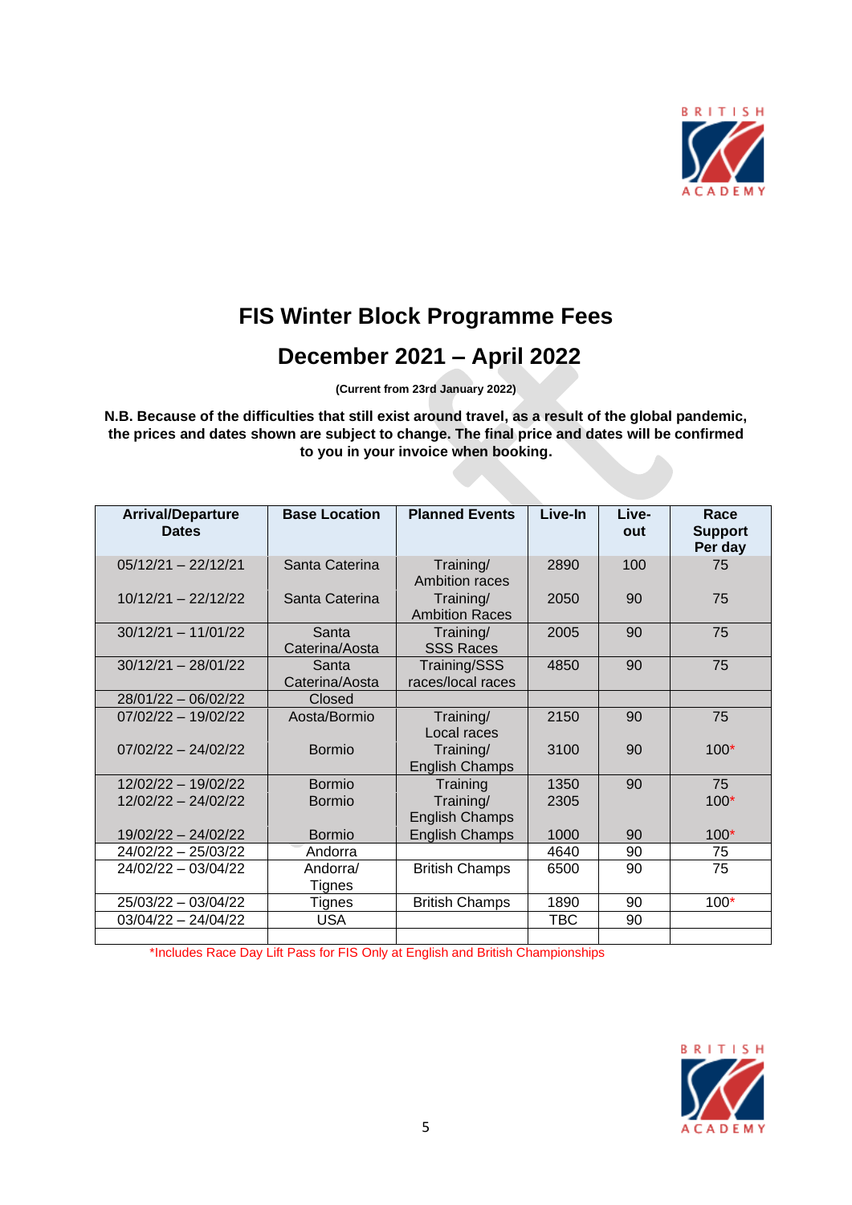# FIS Winter Block Programme Fees

## December 2021 – April 2022

**(Current from 23rd January 2022)**

**N.B. Because of the difficulties that still exist around travel, as a result of the global pandemic, the prices and dates shown are subject to change. The final price and dates will be confirmed to you in your invoice when booking.**

| Arrival/Departure Dates | Base Location | Planned Events | Live-In | Live-out | Race Support Per day |
|---|---|---|---|---|---|
| 05/12/21 – 22/12/21 | Santa Caterina | Training/ Ambition races | 2890 | 100 | 75 |
| 10/12/21 – 22/12/22 | Santa Caterina | Training/ Ambition Races | 2050 | 90 | 75 |
| 30/12/21 – 11/01/22 | Santa Caterina/Aosta | Training/ SSS Races | 2005 | 90 | 75 |
| 30/12/21 – 28/01/22 | Santa Caterina/Aosta | Training/SSS races/local races | 4850 | 90 | 75 |
| 28/01/22 – 06/02/22 | Closed | | | | |
| 07/02/22 – 19/02/22 | Aosta/Bormio | Training/ Local races | 2150 | 90 | 75 |
| 07/02/22 – 24/02/22 | Bormio | Training/ English Champs | 3100 | 90 | 100* |
| 12/02/22 – 19/02/22 | Bormio | Training | 1350 | 90 | 75 |
| 12/02/22 – 24/02/22 | Bormio | Training/ English Champs | 2305 | | 100* |
| 19/02/22 – 24/02/22 | Bormio | English Champs | 1000 | 90 | 100* |
| 24/02/22 – 25/03/22 | Andorra | | 4640 | 90 | 75 |
| 24/02/22 – 03/04/22 | Andorra/ Tignes | British Champs | 6500 | 90 | 75 |
| 25/03/22 – 03/04/22 | Tignes | British Champs | 1890 | 90 | 100* |
| 03/04/22 – 24/04/22 | USA | | TBC | 90 | |
| | | | | | |

*Includes Race Day Lift Pass for FIS Only at English and British Championships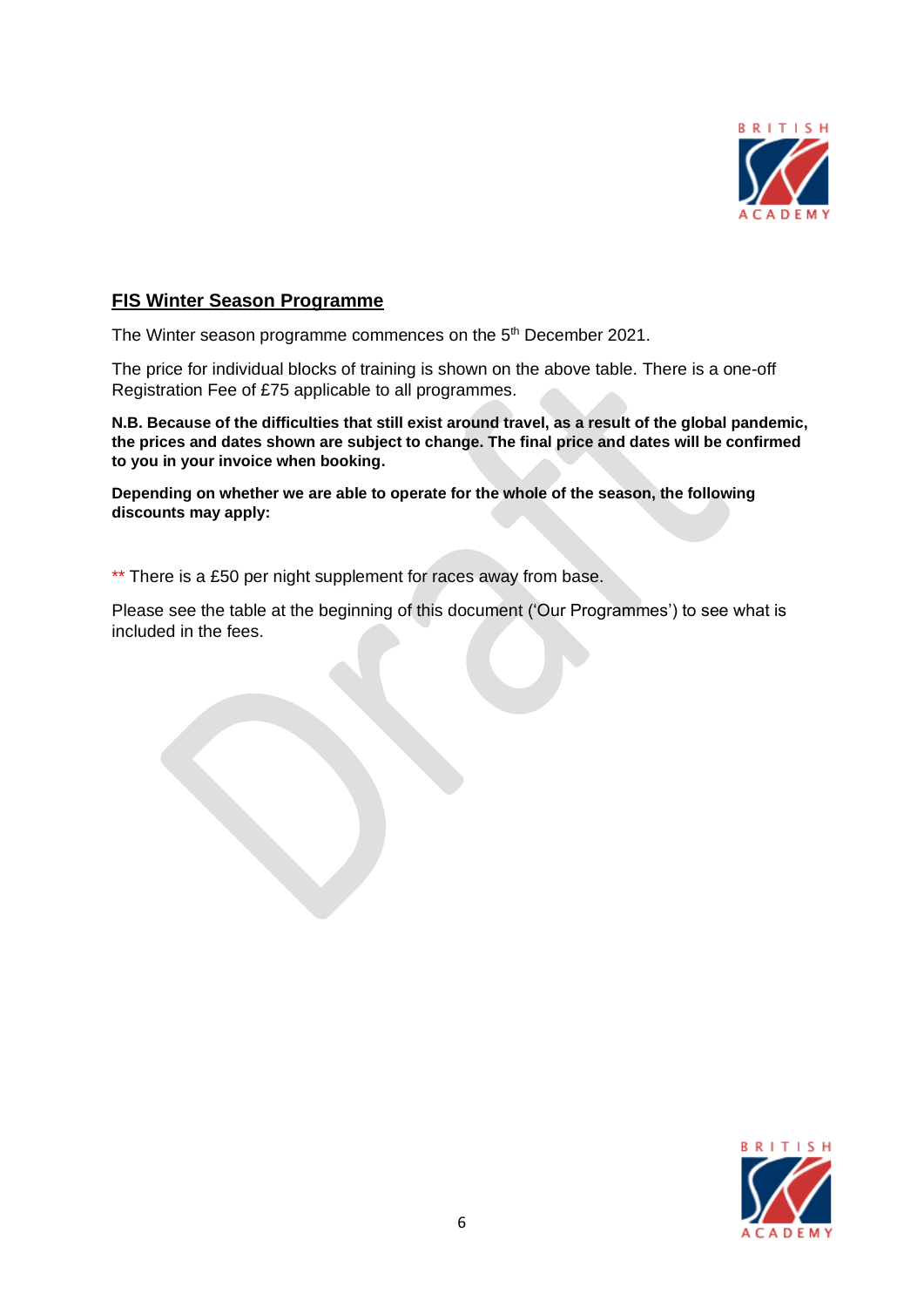## FIS Winter Season Programme

The Winter season programme commences on the 5th December 2021.

The price for individual blocks of training is shown on the above table. There is a one-off Registration Fee of £75 applicable to all programmes.

**N.B. Because of the difficulties that still exist around travel, as a result of the global pandemic, the prices and dates shown are subject to change. The final price and dates will be confirmed to you in your invoice when booking.**

**Depending on whether we are able to operate for the whole of the season, the following discounts may apply:**

** There is a £50 per night supplement for races away from base.

Please see the table at the beginning of this document ('Our Programmes') to see what is included in the fees.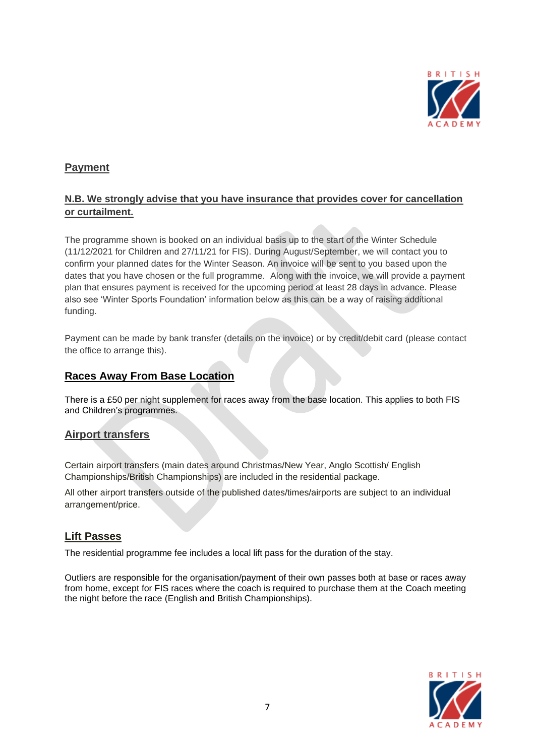## Payment

**N.B. We strongly advise that you have insurance that provides cover for cancellation or curtailment.**

The programme shown is booked on an individual basis up to the start of the Winter Schedule (11/12/2021 for Children and 27/11/21 for FIS). During August/September, we will contact you to confirm your planned dates for the Winter Season. An invoice will be sent to you based upon the dates that you have chosen or the full programme. Along with the invoice, we will provide a payment plan that ensures payment is received for the upcoming period at least 28 days in advance. Please also see 'Winter Sports Foundation' information below as this can be a way of raising additional funding.

Payment can be made by bank transfer (details on the invoice) or by credit/debit card (please contact the office to arrange this).

## Races Away From Base Location

There is a £50 per night supplement for races away from the base location. This applies to both FIS and Children's programmes.

## Airport transfers

Certain airport transfers (main dates around Christmas/New Year, Anglo Scottish/ English Championships/British Championships) are included in the residential package.

All other airport transfers outside of the published dates/times/airports are subject to an individual arrangement/price.

## Lift Passes

The residential programme fee includes a local lift pass for the duration of the stay.

Outliers are responsible for the organisation/payment of their own passes both at base or races away from home, except for FIS races where the coach is required to purchase them at the Coach meeting the night before the race (English and British Championships).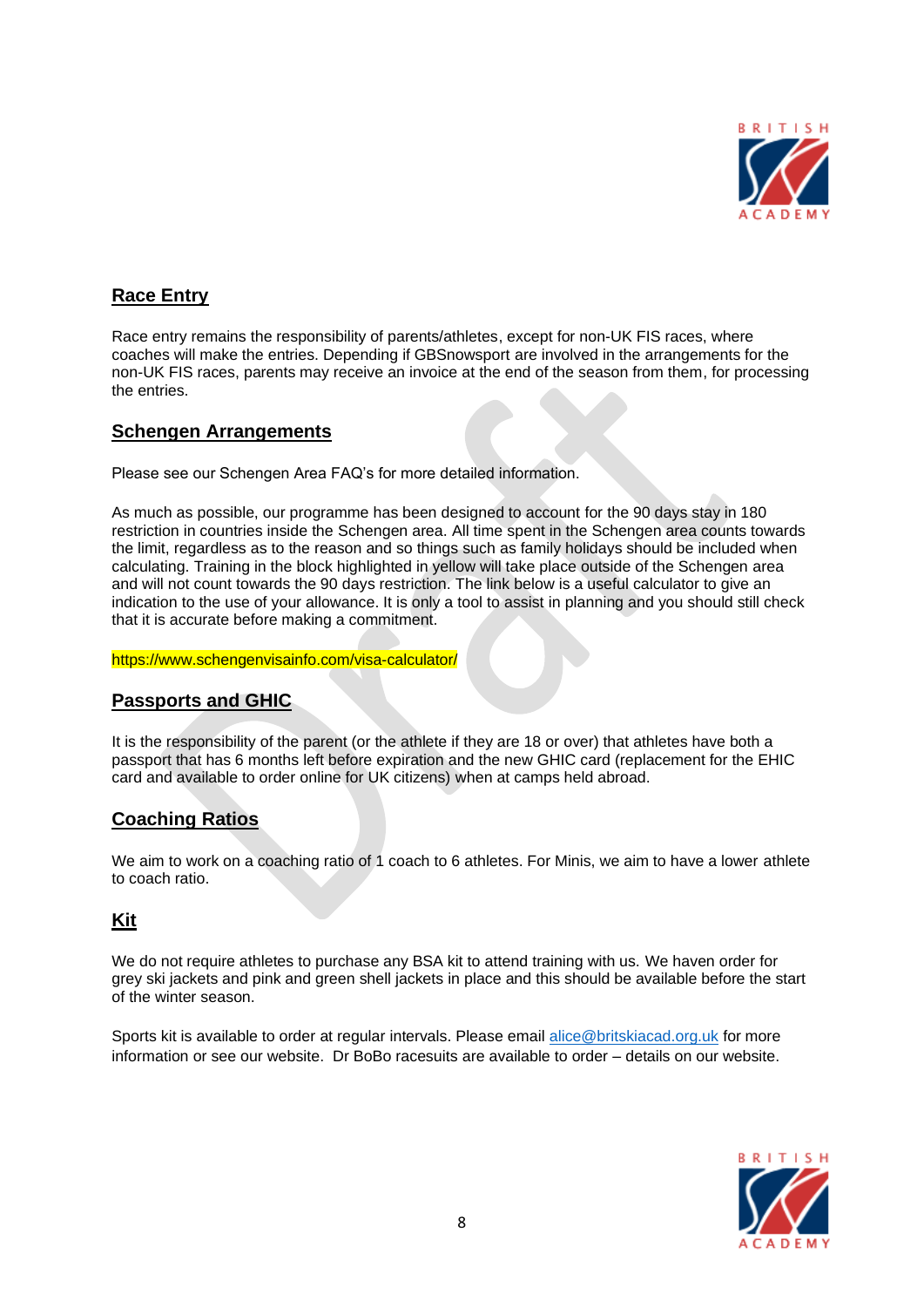## Race Entry

Race entry remains the responsibility of parents/athletes, except for non-UK FIS races, where coaches will make the entries. Depending if GBSnowsport are involved in the arrangements for the non-UK FIS races, parents may receive an invoice at the end of the season from them, for processing the entries.

## Schengen Arrangements

Please see our Schengen Area FAQ's for more detailed information.

As much as possible, our programme has been designed to account for the 90 days stay in 180 restriction in countries inside the Schengen area. All time spent in the Schengen area counts towards the limit, regardless as to the reason and so things such as family holidays should be included when calculating. Training in the block highlighted in yellow will take place outside of the Schengen area and will not count towards the 90 days restriction. The link below is a useful calculator to give an indication to the use of your allowance. It is only a tool to assist in planning and you should still check that it is accurate before making a commitment.

https://www.schengenvisainfo.com/visa-calculator/

## Passports and GHIC

It is the responsibility of the parent (or the athlete if they are 18 or over) that athletes have both a passport that has 6 months left before expiration and the new GHIC card (replacement for the EHIC card and available to order online for UK citizens) when at camps held abroad.

## Coaching Ratios

We aim to work on a coaching ratio of 1 coach to 6 athletes. For Minis, we aim to have a lower athlete to coach ratio.

## Kit

We do not require athletes to purchase any BSA kit to attend training with us. We haven order for grey ski jackets and pink and green shell jackets in place and this should be available before the start of the winter season.

Sports kit is available to order at regular intervals. Please email alice@britskiacad.org.uk for more information or see our website. Dr BoBo racesuits are available to order – details on our website.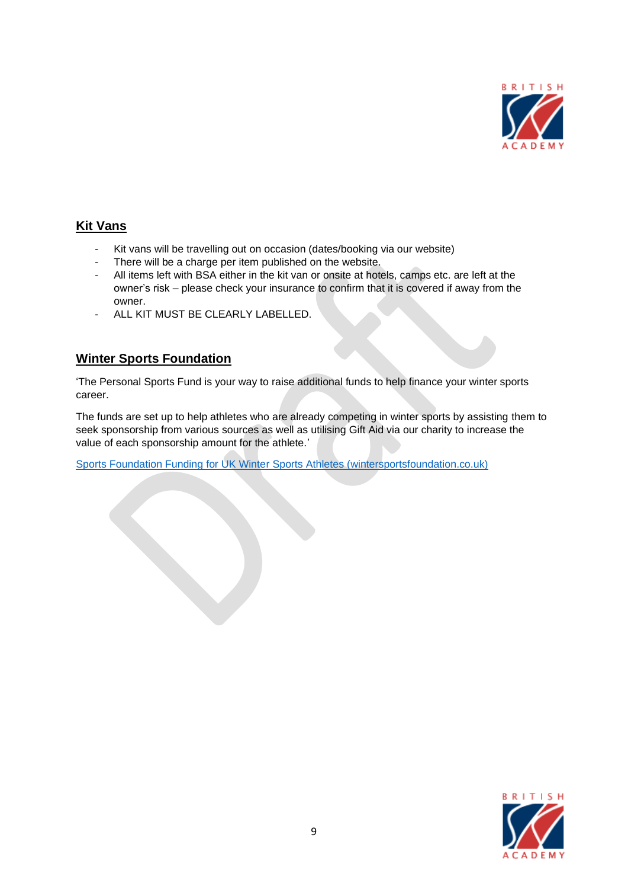## Kit Vans

- Kit vans will be travelling out on occasion (dates/booking via our website)
- There will be a charge per item published on the website.
- All items left with BSA either in the kit van or onsite at hotels, camps etc. are left at the owner's risk – please check your insurance to confirm that it is covered if away from the owner.
- ALL KIT MUST BE CLEARLY LABELLED.

## Winter Sports Foundation

'The Personal Sports Fund is your way to raise additional funds to help finance your winter sports career.

The funds are set up to help athletes who are already competing in winter sports by assisting them to seek sponsorship from various sources as well as utilising Gift Aid via our charity to increase the value of each sponsorship amount for the athlete.'

[Sports Foundation Funding for UK Winter Sports Athletes (wintersportsfoundation.co.uk)](wintersportsfoundation.co.uk)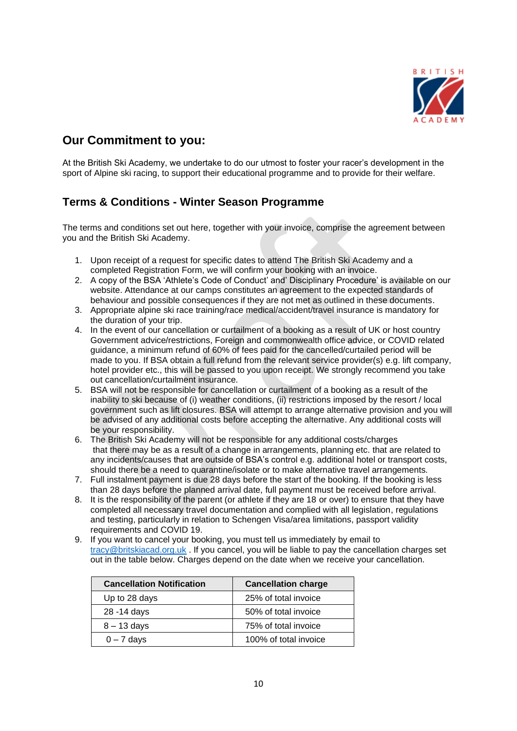## Our Commitment to you:

At the British Ski Academy, we undertake to do our utmost to foster your racer's development in the sport of Alpine ski racing, to support their educational programme and to provide for their welfare.

## Terms & Conditions - Winter Season Programme

The terms and conditions set out here, together with your invoice, comprise the agreement between you and the British Ski Academy.

1. Upon receipt of a request for specific dates to attend The British Ski Academy and a completed Registration Form, we will confirm your booking with an invoice.
2. A copy of the BSA 'Athlete's Code of Conduct' and' Disciplinary Procedure' is available on our website. Attendance at our camps constitutes an agreement to the expected standards of behaviour and possible consequences if they are not met as outlined in these documents.
3. Appropriate alpine ski race training/race medical/accident/travel insurance is mandatory for the duration of your trip.
4. In the event of our cancellation or curtailment of a booking as a result of UK or host country Government advice/restrictions, Foreign and commonwealth office advice, or COVID related guidance, a minimum refund of 60% of fees paid for the cancelled/curtailed period will be made to you. If BSA obtain a full refund from the relevant service provider(s) e.g. lift company, hotel provider etc., this will be passed to you upon receipt. We strongly recommend you take out cancellation/curtailment insurance.
5. BSA will not be responsible for cancellation or curtailment of a booking as a result of the inability to ski because of (i) weather conditions, (ii) restrictions imposed by the resort / local government such as lift closures. BSA will attempt to arrange alternative provision and you will be advised of any additional costs before accepting the alternative. Any additional costs will be your responsibility.
6. The British Ski Academy will not be responsible for any additional costs/charges that there may be as a result of a change in arrangements, planning etc. that are related to any incidents/causes that are outside of BSA's control e.g. additional hotel or transport costs, should there be a need to quarantine/isolate or to make alternative travel arrangements.
7. Full instalment payment is due 28 days before the start of the booking. If the booking is less than 28 days before the planned arrival date, full payment must be received before arrival.
8. It is the responsibility of the parent (or athlete if they are 18 or over) to ensure that they have completed all necessary travel documentation and complied with all legislation, regulations and testing, particularly in relation to Schengen Visa/area limitations, passport validity requirements and COVID 19.
9. If you want to cancel your booking, you must tell us immediately by email to tracy@britskiacad.org.uk . If you cancel, you will be liable to pay the cancellation charges set out in the table below. Charges depend on the date when we receive your cancellation.

| Cancellation Notification | Cancellation charge |
|---|---|
| Up to 28 days | 25% of total invoice |
| 28 -14 days | 50% of total invoice |
| 8 – 13 days | 75% of total invoice |
| 0 – 7 days | 100% of total invoice |